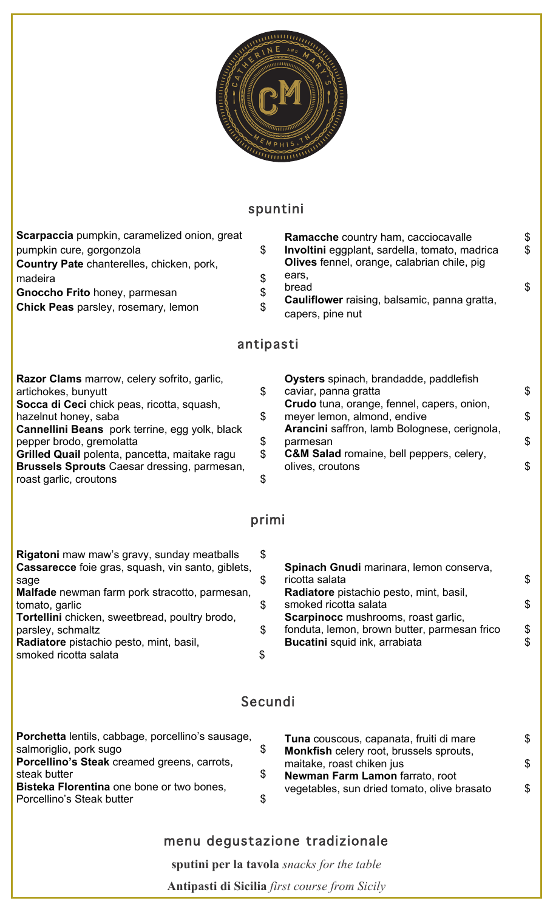CATHERINE AND MARY'S

CM

MEMPHIS, TN

## spuntini

**Scarpaccia** pumpkin, caramelized onion, great pumpkin cure, gorgonzola $

**Country Pate** chanterelles, chicken, pork, madeira $

**Gnoccho Frito** honey, parmesan $

**Chick Peas** parsley, rosemary, lemon $

**Ramacche** country ham, cacciocavalle $

**Involtini** eggplant, sardella, tomato, madrica $

**Olives** fennel, orange, calabrian chile, pig ears, bread $

**Cauliflower** raising, balsamic, panna gratta, capers, pine nut

## antipasti

**Razor Clams** marrow, celery sofrito, garlic, artichokes, bunyutt $

**Socca di Ceci** chick peas, ricotta, squash, hazelnut honey, saba $

**Cannellini Beans** pork terrine, egg yolk, black pepper brodo, gremolatta $

**Grilled Quail** polenta, pancetta, maitake ragu $

**Brussels Sprouts** Caesar dressing, parmesan, roast garlic, croutons $

**Oysters** spinach, brandadde, paddlefish caviar, panna gratta $

**Crudo** tuna, orange, fennel, capers, onion, meyer lemon, almond, endive $

**Arancini** saffron, lamb Bolognese, cerignola, parmesan $

**C&M Salad** romaine, bell peppers, celery, olives, croutons $

## primi

**Rigatoni** maw maw's gravy, sunday meatballs $

**Cassarecce** foie gras, squash, vin santo, giblets, sage $

**Malfade** newman farm pork stracotto, parmesan, tomato, garlic $

**Tortellini** chicken, sweetbread, poultry brodo, parsley, schmaltz $

**Radiatore** pistachio pesto, mint, basil, smoked ricotta salata $

**Spinach Gnudi** marinara, lemon conserva, ricotta salata $

**Radiatore** pistachio pesto, mint, basil, smoked ricotta salata $

**Scarpinocc** mushrooms, roast garlic, fonduta, lemon, brown butter, parmesan frico $

**Bucatini** squid ink, arrabiata $

## Secundi

**Porchetta** lentils, cabbage, porcellino's sausage, salmoriglio, pork sugo $

**Porcellino's Steak** creamed greens, carrots, steak butter $

**Bisteka Florentina** one bone or two bones, Porcellino's Steak butter $

**Tuna** couscous, capanata, fruiti di mare $

**Monkfish** celery root, brussels sprouts, maitake, roast chiken jus $

**Newman Farm Lamon** farrato, root vegetables, sun dried tomato, olive brasato $

## menu degustazione tradizionale

**sputini per la tavola** *snacks for the table*

**Antipasti di Sicilia** *first course from Sicily*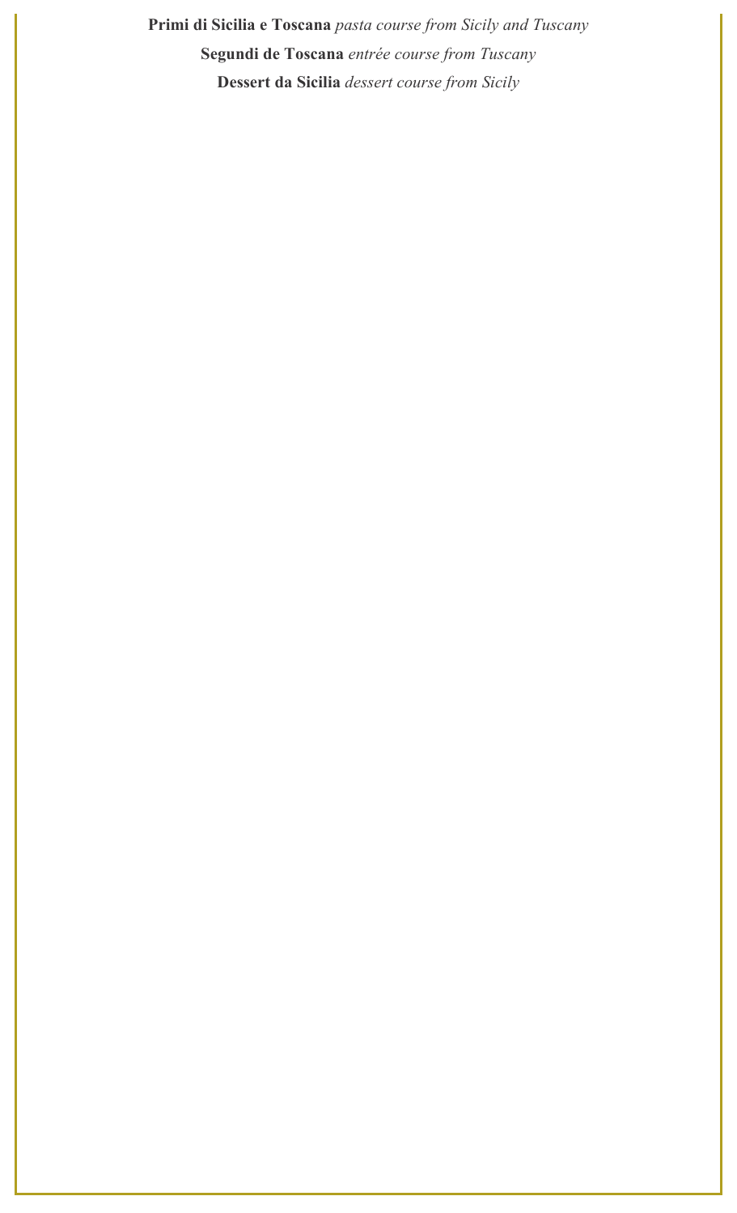**Primi di Sicilia e Toscana** *pasta course from Sicily and Tuscany*

**Segundi de Toscana** *entrée course from Tuscany*

**Dessert da Sicilia** *dessert course from Sicily*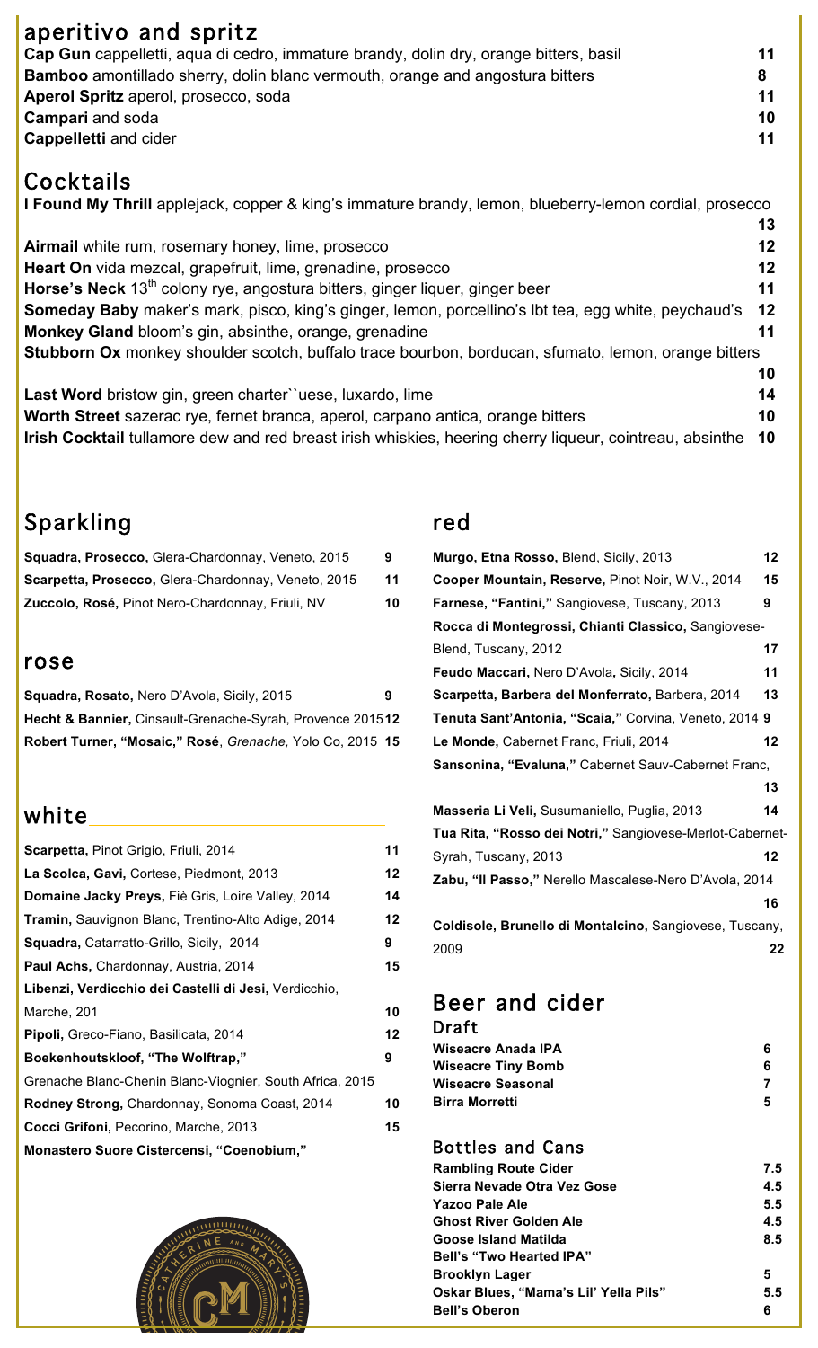## aperitivo and spritz

**Cap Gun** cappelletti, aqua di cedro, immature brandy, dolin dry, orange bitters, basil 11

**Bamboo** amontillado sherry, dolin blanc vermouth, orange and angostura bitters 8

**Aperol Spritz** aperol, prosecco, soda 11

**Campari** and soda 10

**Cappelletti** and cider 11

## Cocktails

**I Found My Thrill** applejack, copper & king's immature brandy, lemon, blueberry-lemon cordial, prosecco 13

**Airmail** white rum, rosemary honey, lime, prosecco 12

**Heart On** vida mezcal, grapefruit, lime, grenadine, prosecco 12

**Horse's Neck** 13th colony rye, angostura bitters, ginger liquer, ginger beer 11

**Someday Baby** maker's mark, pisco, king's ginger, lemon, porcellino's lbt tea, egg white, peychaud's 12

**Monkey Gland** bloom's gin, absinthe, orange, grenadine 11

**Stubborn Ox** monkey shoulder scotch, buffalo trace bourbon, borducan, sfumato, lemon, orange bitters 10

**Last Word** bristow gin, green charter``uese, luxardo, lime 14

**Worth Street** sazerac rye, fernet branca, aperol, carpano antica, orange bitters 10

**Irish Cocktail** tullamore dew and red breast irish whiskies, heering cherry liqueur, cointreau, absinthe 10

## Sparkling

**Squadra, Prosecco,** Glera-Chardonnay, Veneto, 2015 9

**Scarpetta, Prosecco,** Glera-Chardonnay, Veneto, 2015 11

**Zuccolo, Rosé,** Pinot Nero-Chardonnay, Friuli, NV 10

## rose

**Squadra, Rosato,** Nero D'Avola, Sicily, 2015 9

**Hecht & Bannier,** Cinsault-Grenache-Syrah, Provence 2015 12

**Robert Turner, "Mosaic," Rosé**, *Grenache,* Yolo Co, 2015 15

## white

**Scarpetta,** Pinot Grigio, Friuli, 2014 11

**La Scolca, Gavi,** Cortese, Piedmont, 2013 12

**Domaine Jacky Preys,** Fiè Gris, Loire Valley, 2014 14

**Tramin,** Sauvignon Blanc, Trentino-Alto Adige, 2014 12

**Squadra,** Catarratto-Grillo, Sicily, 2014 9

**Paul Achs,** Chardonnay, Austria, 2014 15

**Libenzi, Verdicchio dei Castelli di Jesi,** Verdicchio, Marche, 201 10

**Pipoli,** Greco-Fiano, Basilicata, 2014 12

**Boekenhoutskloof, "The Wolftrap,"** Grenache Blanc-Chenin Blanc-Viognier, South Africa, 2015 9

**Rodney Strong,** Chardonnay, Sonoma Coast, 2014 10

**Cocci Grifoni,** Pecorino, Marche, 2013 15

**Monastero Suore Cistercensi, "Coenobium,"**

## red

**Murgo, Etna Rosso,** Blend, Sicily, 2013 12

**Cooper Mountain, Reserve,** Pinot Noir, W.V., 2014 15

**Farnese, "Fantini,"** Sangiovese, Tuscany, 2013 9

**Rocca di Montegrossi, Chianti Classico,** Sangiovese-Blend, Tuscany, 2012 17

**Feudo Maccari,** Nero D'Avola*,* Sicily, 2014 11

**Scarpetta, Barbera del Monferrato,** Barbera, 2014 13

**Tenuta Sant'Antonia, "Scaia,"** Corvina, Veneto, 2014 9

**Le Monde,** Cabernet Franc, Friuli, 2014 12

**Sansonina, "Evaluna,"** Cabernet Sauv-Cabernet Franc, 13

**Masseria Li Veli,** Susumaniello, Puglia, 2013 14

**Tua Rita, "Rosso dei Notri,"** Sangiovese-Merlot-Cabernet-Syrah, Tuscany, 2013 12

**Zabu, "Il Passo,"** Nerello Mascalese-Nero D'Avola, 2014 16

**Coldisole, Brunello di Montalcino,** Sangiovese, Tuscany, 2009 22

## Beer and cider

### Draft

**Wiseacre Anada IPA** 6

**Wiseacre Tiny Bomb** 6

**Wiseacre Seasonal** 7

**Birra Morretti** 5

### Bottles and Cans

**Rambling Route Cider** 7.5

**Sierra Nevade Otra Vez Gose** 4.5

**Yazoo Pale Ale** 5.5

**Ghost River Golden Ale** 4.5

**Goose Island Matilda** 8.5

**Bell's "Two Hearted IPA"**

**Brooklyn Lager** 5

**Oskar Blues, "Mama's Lil' Yella Pils"** 5.5

**Bell's Oberon** 6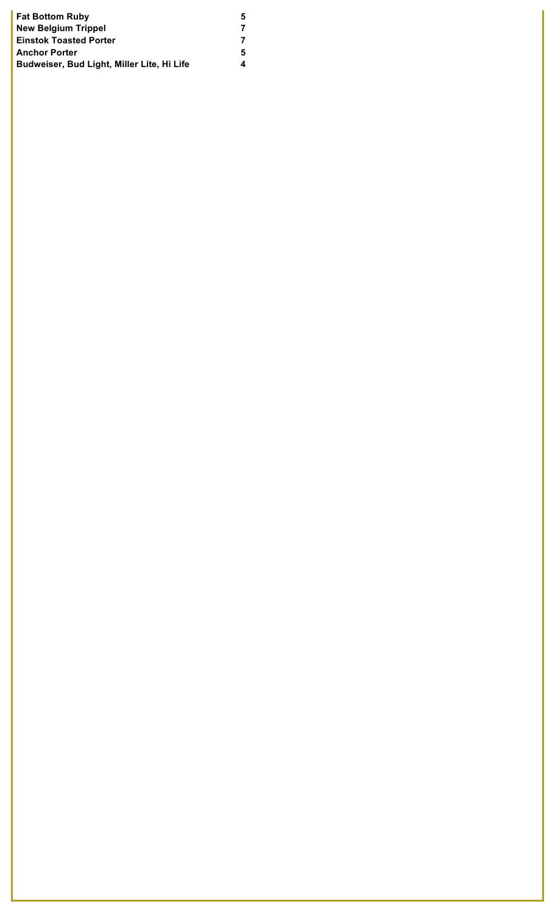| | |
|---|---|
| **Fat Bottom Ruby** | **5** |
| **New Belgium Trippel** | **7** |
| **Einstok Toasted Porter** | **7** |
| **Anchor Porter** | **5** |
| **Budweiser, Bud Light, Miller Lite, Hi Life** | **4** |